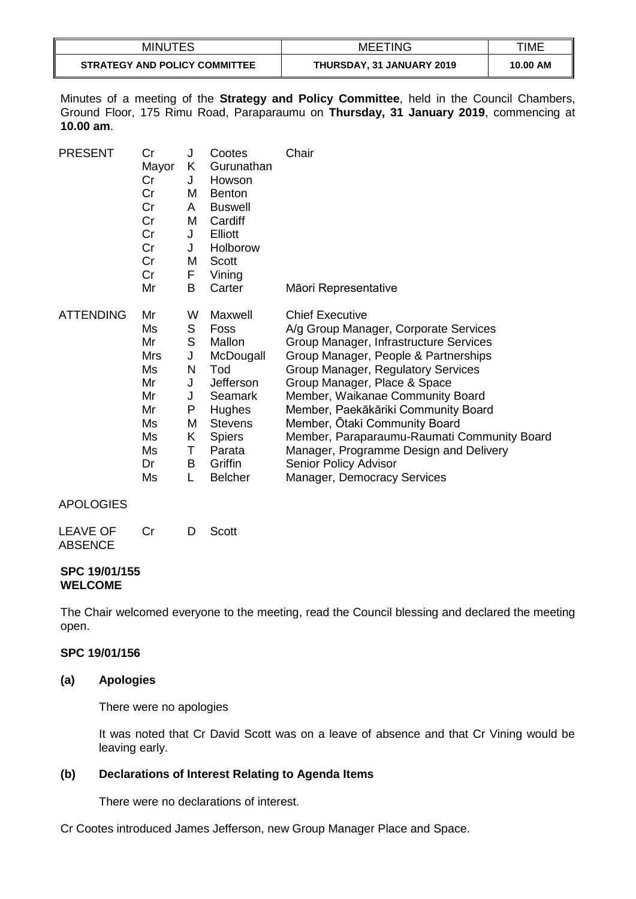| MINUTES | MEETING | TIME |
| --- | --- | --- |
| **STRATEGY AND POLICY COMMITTEE** | **THURSDAY, 31 JANUARY 2019** | **10.00 AM** |

Minutes of a meeting of the **Strategy and Policy Committee**, held in the Council Chambers, Ground Floor, 175 Rimu Road, Paraparaumu on **Thursday, 31 January 2019**, commencing at **10.00 am**.

| | | | | |
| --- | --- | --- | --- | --- |
| PRESENT | Cr | J | Cootes | Chair |
| | Mayor | K | Gurunathan | |
| | Cr | J | Howson | |
| | Cr | M | Benton | |
| | Cr | A | Buswell | |
| | Cr | M | Cardiff | |
| | Cr | J | Elliott | |
| | Cr | J | Holborow | |
| | Cr | M | Scott | |
| | Cr | F | Vining | |
| | Mr | B | Carter | Māori Representative |
| ATTENDING | Mr | W | Maxwell | Chief Executive |
| | Ms | S | Foss | A/g Group Manager, Corporate Services |
| | Mr | S | Mallon | Group Manager, Infrastructure Services |
| | Mrs | J | McDougall | Group Manager, People & Partnerships |
| | Ms | N | Tod | Group Manager, Regulatory Services |
| | Mr | J | Jefferson | Group Manager, Place & Space |
| | Mr | J | Seamark | Member, Waikanae Community Board |
| | Mr | P | Hughes | Member, Paekākāriki Community Board |
| | Ms | M | Stevens | Member, Ōtaki Community Board |
| | Ms | K | Spiers | Member, Paraparaumu-Raumati Community Board |
| | Ms | T | Parata | Manager, Programme Design and Delivery |
| | Dr | B | Griffin | Senior Policy Advisor |
| | Ms | L | Belcher | Manager, Democracy Services |
| APOLOGIES | | | | |
| LEAVE OF ABSENCE | Cr | D | Scott | |

**SPC 19/01/155**
**WELCOME**

The Chair welcomed everyone to the meeting, read the Council blessing and declared the meeting open.

**SPC 19/01/156**

**(a) Apologies**

There were no apologies

It was noted that Cr David Scott was on a leave of absence and that Cr Vining would be leaving early.

**(b) Declarations of Interest Relating to Agenda Items**

There were no declarations of interest.

Cr Cootes introduced James Jefferson, new Group Manager Place and Space.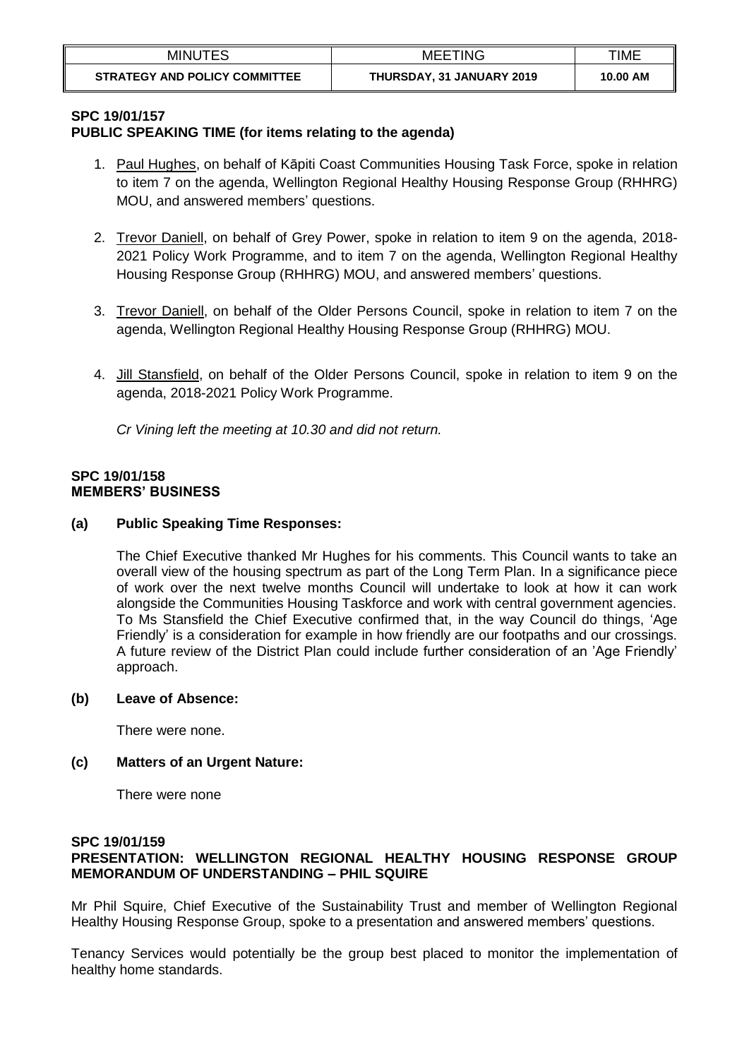**SPC 19/01/157**
**PUBLIC SPEAKING TIME (for items relating to the agenda)**

1. Paul Hughes, on behalf of Kāpiti Coast Communities Housing Task Force, spoke in relation to item 7 on the agenda, Wellington Regional Healthy Housing Response Group (RHHRG) MOU, and answered members' questions.

2. Trevor Daniell, on behalf of Grey Power, spoke in relation to item 9 on the agenda, 2018-2021 Policy Work Programme, and to item 7 on the agenda, Wellington Regional Healthy Housing Response Group (RHHRG) MOU, and answered members' questions.

3. Trevor Daniell, on behalf of the Older Persons Council, spoke in relation to item 7 on the agenda, Wellington Regional Healthy Housing Response Group (RHHRG) MOU.

4. Jill Stansfield, on behalf of the Older Persons Council, spoke in relation to item 9 on the agenda, 2018-2021 Policy Work Programme.

*Cr Vining left the meeting at 10.30 and did not return.*

**SPC 19/01/158**
**MEMBERS' BUSINESS**

**(a) Public Speaking Time Responses:**

The Chief Executive thanked Mr Hughes for his comments. This Council wants to take an overall view of the housing spectrum as part of the Long Term Plan. In a significance piece of work over the next twelve months Council will undertake to look at how it can work alongside the Communities Housing Taskforce and work with central government agencies. To Ms Stansfield the Chief Executive confirmed that, in the way Council do things, 'Age Friendly' is a consideration for example in how friendly are our footpaths and our crossings. A future review of the District Plan could include further consideration of an 'Age Friendly' approach.

**(b) Leave of Absence:**

There were none.

**(c) Matters of an Urgent Nature:**

There were none

**SPC 19/01/159**
**PRESENTATION: WELLINGTON REGIONAL HEALTHY HOUSING RESPONSE GROUP MEMORANDUM OF UNDERSTANDING – PHIL SQUIRE**

Mr Phil Squire, Chief Executive of the Sustainability Trust and member of Wellington Regional Healthy Housing Response Group, spoke to a presentation and answered members' questions.

Tenancy Services would potentially be the group best placed to monitor the implementation of healthy home standards.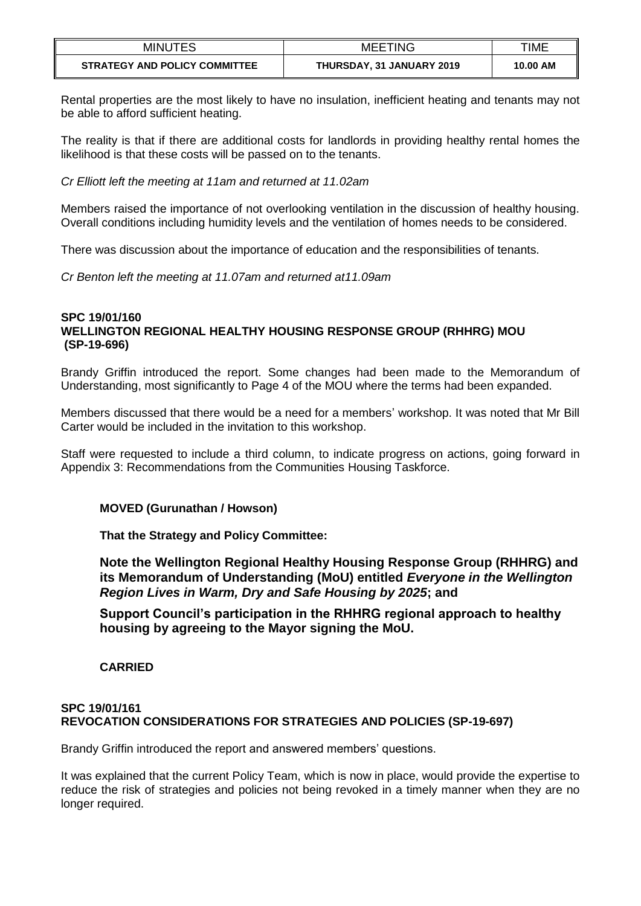Rental properties are the most likely to have no insulation, inefficient heating and tenants may not be able to afford sufficient heating.

The reality is that if there are additional costs for landlords in providing healthy rental homes the likelihood is that these costs will be passed on to the tenants.

*Cr Elliott left the meeting at 11am and returned at 11.02am*

Members raised the importance of not overlooking ventilation in the discussion of healthy housing. Overall conditions including humidity levels and the ventilation of homes needs to be considered.

There was discussion about the importance of education and the responsibilities of tenants.

*Cr Benton left the meeting at 11.07am and returned at11.09am*

**SPC 19/01/160**
**WELLINGTON REGIONAL HEALTHY HOUSING RESPONSE GROUP (RHHRG) MOU (SP-19-696)**

Brandy Griffin introduced the report. Some changes had been made to the Memorandum of Understanding, most significantly to Page 4 of the MOU where the terms had been expanded.

Members discussed that there would be a need for a members' workshop. It was noted that Mr Bill Carter would be included in the invitation to this workshop.

Staff were requested to include a third column, to indicate progress on actions, going forward in Appendix 3: Recommendations from the Communities Housing Taskforce.

**MOVED (Gurunathan / Howson)**

**That the Strategy and Policy Committee:**

**Note the Wellington Regional Healthy Housing Response Group (RHHRG) and its Memorandum of Understanding (MoU) entitled *Everyone in the Wellington Region Lives in Warm, Dry and Safe Housing by 2025*; and**

**Support Council's participation in the RHHRG regional approach to healthy housing by agreeing to the Mayor signing the MoU.**

**CARRIED**

**SPC 19/01/161**
**REVOCATION CONSIDERATIONS FOR STRATEGIES AND POLICIES (SP-19-697)**

Brandy Griffin introduced the report and answered members' questions.

It was explained that the current Policy Team, which is now in place, would provide the expertise to reduce the risk of strategies and policies not being revoked in a timely manner when they are no longer required.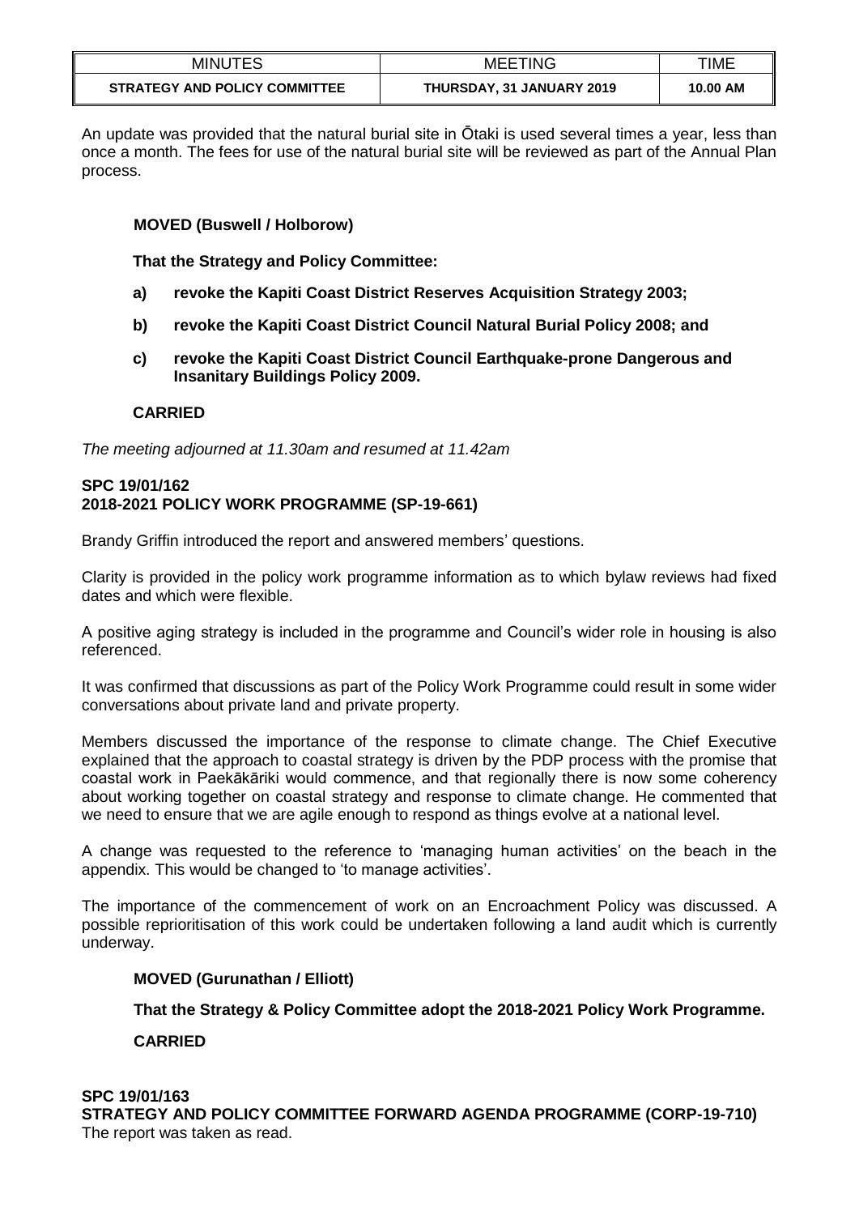An update was provided that the natural burial site in Ōtaki is used several times a year, less than once a month. The fees for use of the natural burial site will be reviewed as part of the Annual Plan process.

**MOVED (Buswell / Holborow)**

**That the Strategy and Policy Committee:**

**a) revoke the Kapiti Coast District Reserves Acquisition Strategy 2003;**

**b) revoke the Kapiti Coast District Council Natural Burial Policy 2008; and**

**c) revoke the Kapiti Coast District Council Earthquake-prone Dangerous and Insanitary Buildings Policy 2009.**

**CARRIED**

*The meeting adjourned at 11.30am and resumed at 11.42am*

**SPC 19/01/162**
**2018-2021 POLICY WORK PROGRAMME (SP-19-661)**

Brandy Griffin introduced the report and answered members' questions.

Clarity is provided in the policy work programme information as to which bylaw reviews had fixed dates and which were flexible.

A positive aging strategy is included in the programme and Council's wider role in housing is also referenced.

It was confirmed that discussions as part of the Policy Work Programme could result in some wider conversations about private land and private property.

Members discussed the importance of the response to climate change. The Chief Executive explained that the approach to coastal strategy is driven by the PDP process with the promise that coastal work in Paekākāriki would commence, and that regionally there is now some coherency about working together on coastal strategy and response to climate change. He commented that we need to ensure that we are agile enough to respond as things evolve at a national level.

A change was requested to the reference to 'managing human activities' on the beach in the appendix. This would be changed to 'to manage activities'.

The importance of the commencement of work on an Encroachment Policy was discussed. A possible reprioritisation of this work could be undertaken following a land audit which is currently underway.

**MOVED (Gurunathan / Elliott)**

**That the Strategy & Policy Committee adopt the 2018-2021 Policy Work Programme.**

**CARRIED**

**SPC 19/01/163**
**STRATEGY AND POLICY COMMITTEE FORWARD AGENDA PROGRAMME (CORP-19-710)**
The report was taken as read.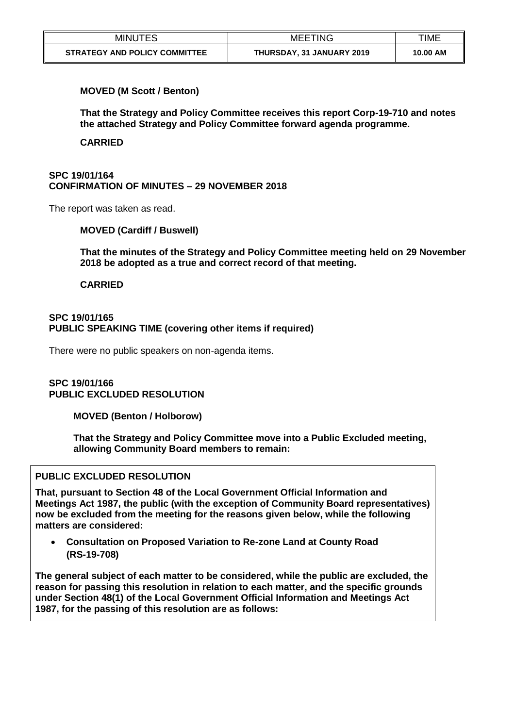**MOVED (M Scott / Benton)**

**That the Strategy and Policy Committee receives this report Corp-19-710 and notes the attached Strategy and Policy Committee forward agenda programme.**

**CARRIED**

### SPC 19/01/164
### CONFIRMATION OF MINUTES – 29 NOVEMBER 2018

The report was taken as read.

**MOVED (Cardiff / Buswell)**

**That the minutes of the Strategy and Policy Committee meeting held on 29 November 2018 be adopted as a true and correct record of that meeting.**

**CARRIED**

### SPC 19/01/165
### PUBLIC SPEAKING TIME (covering other items if required)

There were no public speakers on non-agenda items.

### SPC 19/01/166
### PUBLIC EXCLUDED RESOLUTION

**MOVED (Benton / Holborow)**

**That the Strategy and Policy Committee move into a Public Excluded meeting, allowing Community Board members to remain:**

**PUBLIC EXCLUDED RESOLUTION**

**That, pursuant to Section 48 of the Local Government Official Information and Meetings Act 1987, the public (with the exception of Community Board representatives) now be excluded from the meeting for the reasons given below, while the following matters are considered:**

- **Consultation on Proposed Variation to Re-zone Land at County Road (RS-19-708)**

**The general subject of each matter to be considered, while the public are excluded, the reason for passing this resolution in relation to each matter, and the specific grounds under Section 48(1) of the Local Government Official Information and Meetings Act 1987, for the passing of this resolution are as follows:**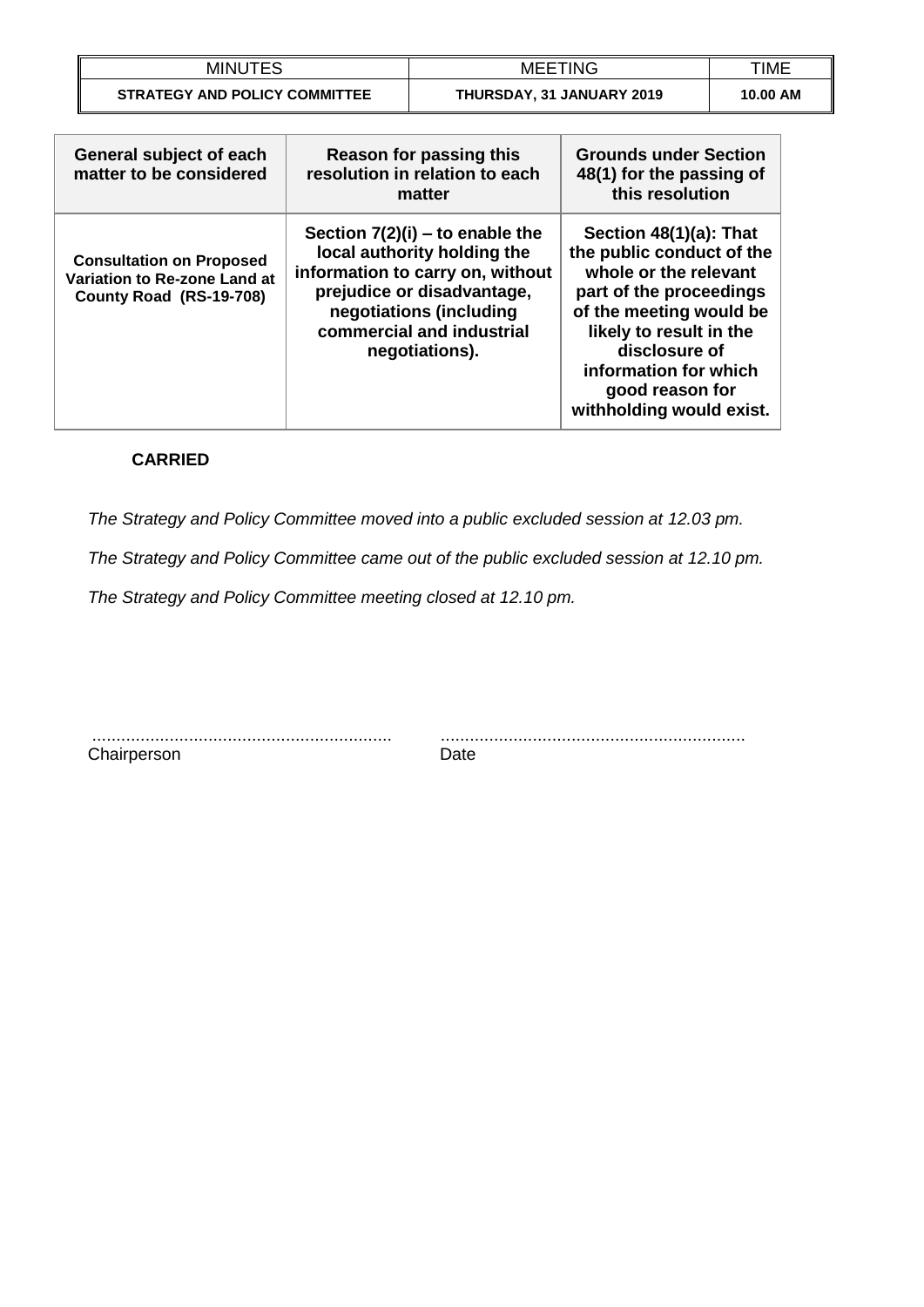| General subject of each matter to be considered | Reason for passing this resolution in relation to each matter | Grounds under Section 48(1) for the passing of this resolution |
|---|---|---|
| **Consultation on Proposed Variation to Re-zone Land at County Road (RS-19-708)** | **Section 7(2)(i) – to enable the local authority holding the information to carry on, without prejudice or disadvantage, negotiations (including commercial and industrial negotiations).** | **Section 48(1)(a): That the public conduct of the whole or the relevant part of the proceedings of the meeting would be likely to result in the disclosure of information for which good reason for withholding would exist.** |

**CARRIED**

*The Strategy and Policy Committee moved into a public excluded session at 12.03 pm.*

*The Strategy and Policy Committee came out of the public excluded session at 12.10 pm.*

*The Strategy and Policy Committee meeting closed at 12.10 pm.*

.............................................................. ..............................................................
Chairperson Date